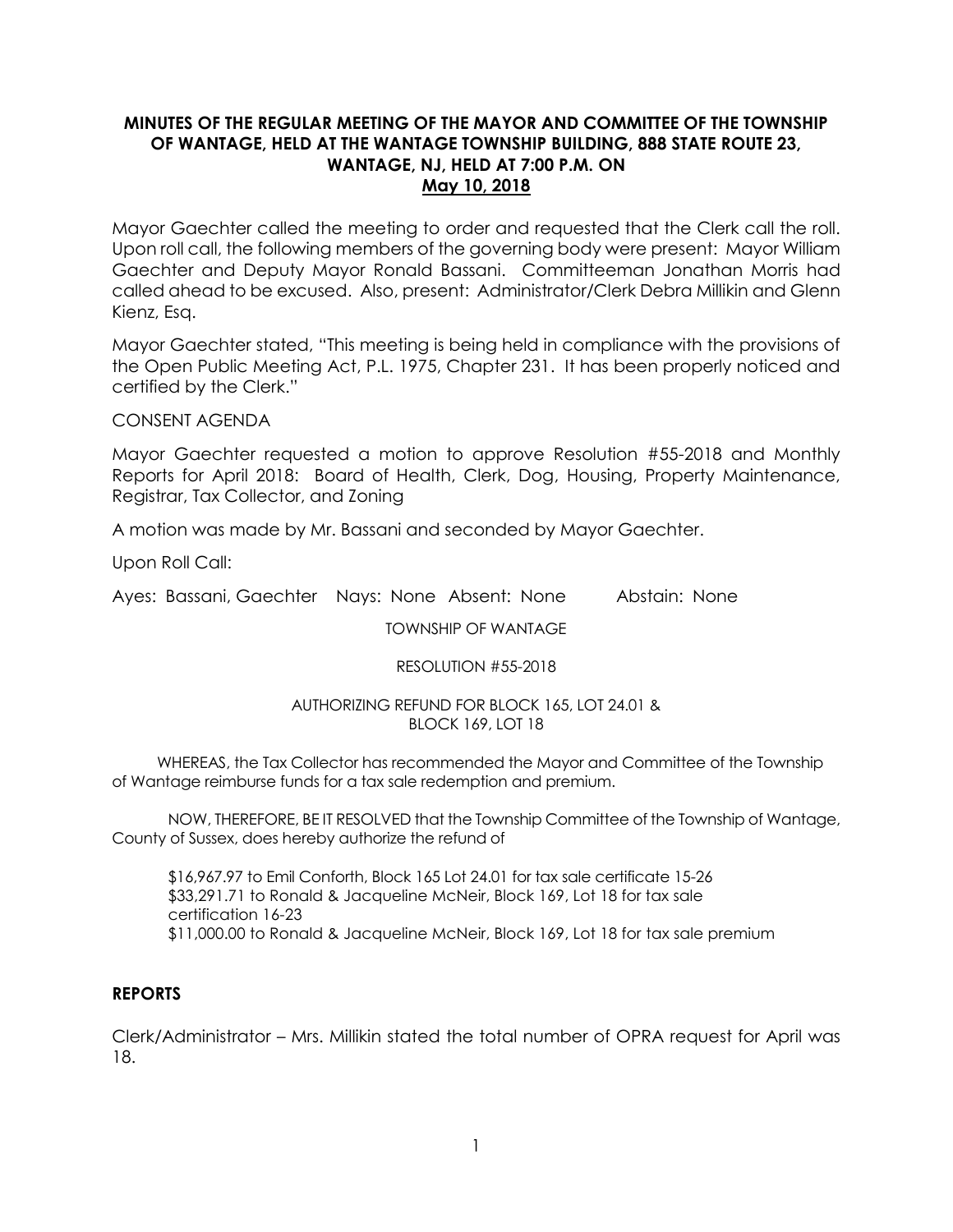# MINUTES OF THE REGULAR MEETING OF THE MAYOR AND COMMITTEE OF THE TOWNSHIP OF WANTAGE, HELD AT THE WANTAGE TOWNSHIP BUILDING, 888 STATE ROUTE 23, WANTAGE, NJ, HELD AT 7:00 P.M. ON May 10, 2018

Mayor Gaechter called the meeting to order and requested that the Clerk call the roll. Upon roll call, the following members of the governing body were present: Mayor William Gaechter and Deputy Mayor Ronald Bassani. Committeeman Jonathan Morris had called ahead to be excused. Also, present: Administrator/Clerk Debra Millikin and Glenn Kienz, Esq.

Mayor Gaechter stated, "This meeting is being held in compliance with the provisions of the Open Public Meeting Act, P.L. 1975, Chapter 231. It has been properly noticed and certified by the Clerk."

CONSENT AGENDA

Mayor Gaechter requested a motion to approve Resolution #55-2018 and Monthly Reports for April 2018: Board of Health, Clerk, Dog, Housing, Property Maintenance, Registrar, Tax Collector, and Zoning

A motion was made by Mr. Bassani and seconded by Mayor Gaechter.

Upon Roll Call:

Ayes: Bassani, Gaechter Nays: None Absent: None Abstain: None

TOWNSHIP OF WANTAGE

RESOLUTION #55-2018

AUTHORIZING REFUND FOR BLOCK 165, LOT 24.01 & BLOCK 169, LOT 18

WHEREAS, the Tax Collector has recommended the Mayor and Committee of the Township of Wantage reimburse funds for a tax sale redemption and premium.

NOW, THEREFORE, BE IT RESOLVED that the Township Committee of the Township of Wantage, County of Sussex, does hereby authorize the refund of

$16,967.97 to Emil Conforth, Block 165 Lot 24.01 for tax sale certificate 15-26
$33,291.71 to Ronald & Jacqueline McNeir, Block 169, Lot 18 for tax sale certification 16-23
$11,000.00 to Ronald & Jacqueline McNeir, Block 169, Lot 18 for tax sale premium

## REPORTS

Clerk/Administrator – Mrs. Millikin stated the total number of OPRA request for April was 18.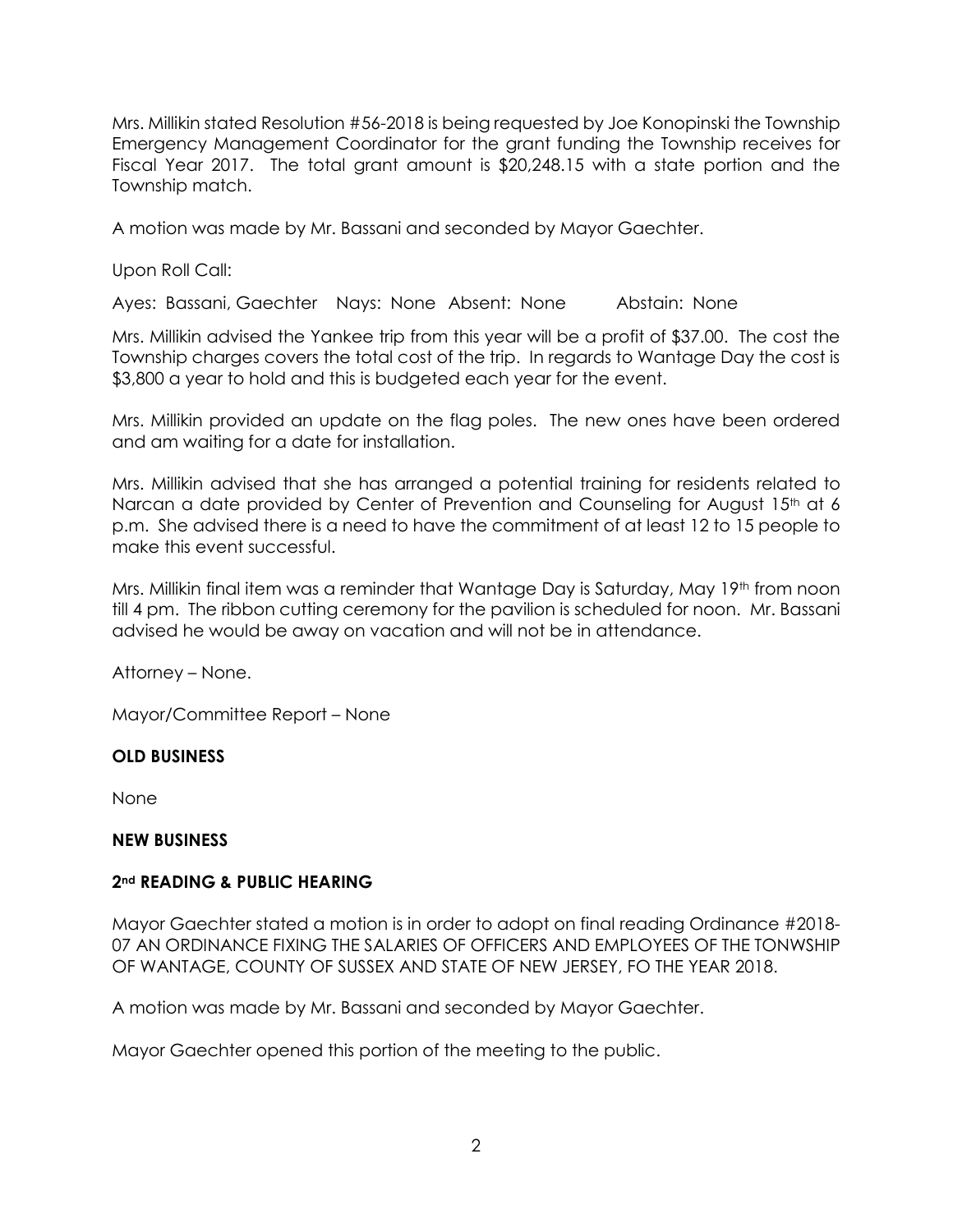Mrs. Millikin stated Resolution #56-2018 is being requested by Joe Konopinski the Township Emergency Management Coordinator for the grant funding the Township receives for Fiscal Year 2017. The total grant amount is $20,248.15 with a state portion and the Township match.

A motion was made by Mr. Bassani and seconded by Mayor Gaechter.

Upon Roll Call:

Ayes: Bassani, Gaechter Nays: None Absent: None Abstain: None

Mrs. Millikin advised the Yankee trip from this year will be a profit of $37.00. The cost the Township charges covers the total cost of the trip. In regards to Wantage Day the cost is $3,800 a year to hold and this is budgeted each year for the event.

Mrs. Millikin provided an update on the flag poles. The new ones have been ordered and am waiting for a date for installation.

Mrs. Millikin advised that she has arranged a potential training for residents related to Narcan a date provided by Center of Prevention and Counseling for August 15th at 6 p.m. She advised there is a need to have the commitment of at least 12 to 15 people to make this event successful.

Mrs. Millikin final item was a reminder that Wantage Day is Saturday, May 19th from noon till 4 pm. The ribbon cutting ceremony for the pavilion is scheduled for noon. Mr. Bassani advised he would be away on vacation and will not be in attendance.

Attorney – None.

Mayor/Committee Report – None

**OLD BUSINESS**

None

**NEW BUSINESS**

**2nd READING & PUBLIC HEARING**

Mayor Gaechter stated a motion is in order to adopt on final reading Ordinance #2018-07 AN ORDINANCE FIXING THE SALARIES OF OFFICERS AND EMPLOYEES OF THE TONWSHIP OF WANTAGE, COUNTY OF SUSSEX AND STATE OF NEW JERSEY, FO THE YEAR 2018.

A motion was made by Mr. Bassani and seconded by Mayor Gaechter.

Mayor Gaechter opened this portion of the meeting to the public.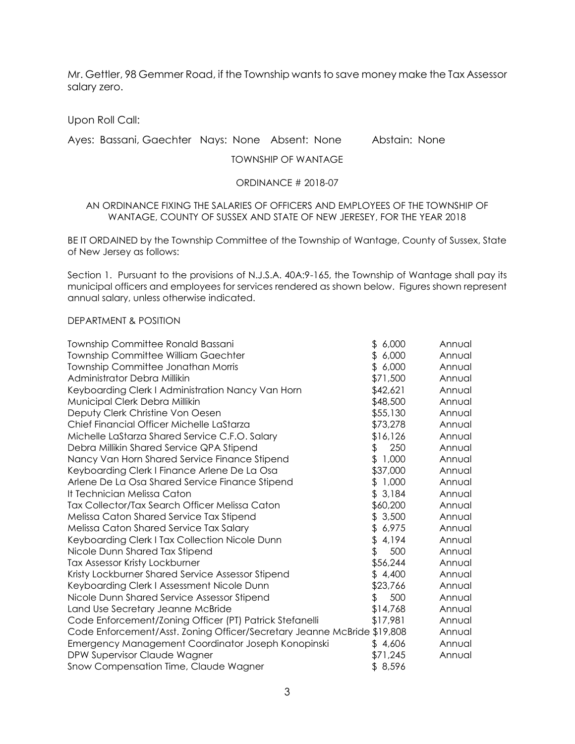Mr. Gettler, 98 Gemmer Road, if the Township wants to save money make the Tax Assessor salary zero.

Upon Roll Call:

Ayes: Bassani, Gaechter Nays: None Absent: None Abstain: None

TOWNSHIP OF WANTAGE

ORDINANCE # 2018-07

AN ORDINANCE FIXING THE SALARIES OF OFFICERS AND EMPLOYEES OF THE TOWNSHIP OF WANTAGE, COUNTY OF SUSSEX AND STATE OF NEW JERESEY, FOR THE YEAR 2018

BE IT ORDAINED by the Township Committee of the Township of Wantage, County of Sussex, State of New Jersey as follows:

Section 1. Pursuant to the provisions of N.J.S.A. 40A:9-165, the Township of Wantage shall pay its municipal officers and employees for services rendered as shown below. Figures shown represent annual salary, unless otherwise indicated.

DEPARTMENT & POSITION

| | | |
|---|---|---|
| Township Committee Ronald Bassani | $ 6,000 | Annual |
| Township Committee William Gaechter | $ 6,000 | Annual |
| Township Committee Jonathan Morris | $ 6,000 | Annual |
| Administrator Debra Millikin | $71,500 | Annual |
| Keyboarding Clerk I Administration Nancy Van Horn | $42,621 | Annual |
| Municipal Clerk Debra Millikin | $48,500 | Annual |
| Deputy Clerk Christine Von Oesen | $55,130 | Annual |
| Chief Financial Officer Michelle LaStarza | $73,278 | Annual |
| Michelle LaStarza Shared Service C.F.O. Salary | $16,126 | Annual |
| Debra Millikin Shared Service QPA Stipend | $ 250 | Annual |
| Nancy Van Horn Shared Service Finance Stipend | $ 1,000 | Annual |
| Keyboarding Clerk I Finance Arlene De La Osa | $37,000 | Annual |
| Arlene De La Osa Shared Service Finance Stipend | $ 1,000 | Annual |
| It Technician Melissa Caton | $ 3,184 | Annual |
| Tax Collector/Tax Search Officer Melissa Caton | $60,200 | Annual |
| Melissa Caton Shared Service Tax Stipend | $ 3,500 | Annual |
| Melissa Caton Shared Service Tax Salary | $ 6,975 | Annual |
| Keyboarding Clerk I Tax Collection Nicole Dunn | $ 4,194 | Annual |
| Nicole Dunn Shared Tax Stipend | $ 500 | Annual |
| Tax Assessor Kristy Lockburner | $56,244 | Annual |
| Kristy Lockburner Shared Service Assessor Stipend | $ 4,400 | Annual |
| Keyboarding Clerk I Assessment Nicole Dunn | $23,766 | Annual |
| Nicole Dunn Shared Service Assessor Stipend | $ 500 | Annual |
| Land Use Secretary Jeanne McBride | $14,768 | Annual |
| Code Enforcement/Zoning Officer (PT) Patrick Stefanelli | $17,981 | Annual |
| Code Enforcement/Asst. Zoning Officer/Secretary Jeanne McBride | $19,808 | Annual |
| Emergency Management Coordinator Joseph Konopinski | $ 4,606 | Annual |
| DPW Supervisor Claude Wagner | $71,245 | Annual |
| Snow Compensation Time, Claude Wagner | $ 8,596 | |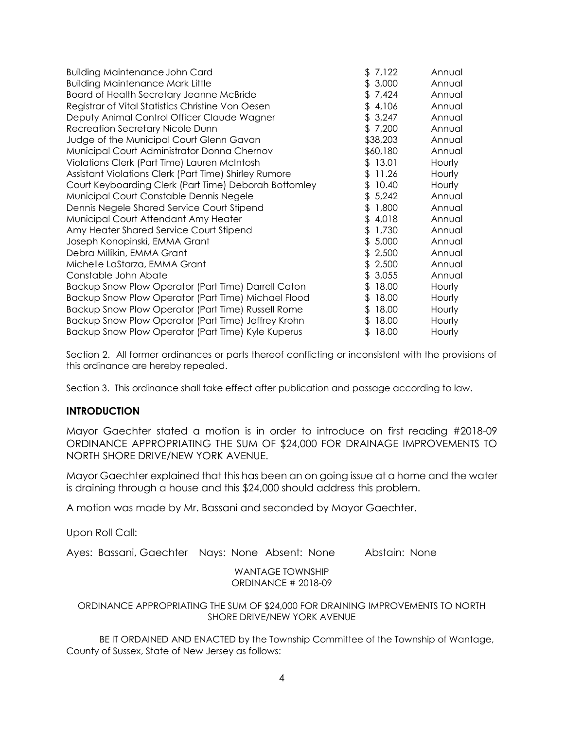| | | |
|---|---|---|
| Building Maintenance John Card | $ 7,122 | Annual |
| Building Maintenance Mark Little | $ 3,000 | Annual |
| Board of Health Secretary Jeanne McBride | $ 7,424 | Annual |
| Registrar of Vital Statistics Christine Von Oesen | $ 4,106 | Annual |
| Deputy Animal Control Officer Claude Wagner | $ 3,247 | Annual |
| Recreation Secretary Nicole Dunn | $ 7,200 | Annual |
| Judge of the Municipal Court Glenn Gavan | $38,203 | Annual |
| Municipal Court Administrator Donna Chernov | $60,180 | Annual |
| Violations Clerk (Part Time) Lauren McIntosh | $ 13.01 | Hourly |
| Assistant Violations Clerk (Part Time) Shirley Rumore | $ 11.26 | Hourly |
| Court Keyboarding Clerk (Part Time) Deborah Bottomley | $ 10.40 | Hourly |
| Municipal Court Constable Dennis Negele | $ 5,242 | Annual |
| Dennis Negele Shared Service Court Stipend | $ 1,800 | Annual |
| Municipal Court Attendant Amy Heater | $ 4,018 | Annual |
| Amy Heater Shared Service Court Stipend | $ 1,730 | Annual |
| Joseph Konopinski, EMMA Grant | $ 5,000 | Annual |
| Debra Millikin, EMMA Grant | $ 2,500 | Annual |
| Michelle LaStarza, EMMA Grant | $ 2,500 | Annual |
| Constable John Abate | $ 3,055 | Annual |
| Backup Snow Plow Operator (Part Time) Darrell Caton | $ 18.00 | Hourly |
| Backup Snow Plow Operator (Part Time) Michael Flood | $ 18.00 | Hourly |
| Backup Snow Plow Operator (Part Time) Russell Rome | $ 18.00 | Hourly |
| Backup Snow Plow Operator (Part Time) Jeffrey Krohn | $ 18.00 | Hourly |
| Backup Snow Plow Operator (Part Time) Kyle Kuperus | $ 18.00 | Hourly |

Section 2. All former ordinances or parts thereof conflicting or inconsistent with the provisions of this ordinance are hereby repealed.

Section 3. This ordinance shall take effect after publication and passage according to law.

## INTRODUCTION

Mayor Gaechter stated a motion is in order to introduce on first reading #2018-09 ORDINANCE APPROPRIATING THE SUM OF $24,000 FOR DRAINAGE IMPROVEMENTS TO NORTH SHORE DRIVE/NEW YORK AVENUE.

Mayor Gaechter explained that this has been an on going issue at a home and the water is draining through a house and this $24,000 should address this problem.

A motion was made by Mr. Bassani and seconded by Mayor Gaechter.

Upon Roll Call:

Ayes: Bassani, Gaechter Nays: None Absent: None Abstain: None

WANTAGE TOWNSHIP
ORDINANCE # 2018-09

ORDINANCE APPROPRIATING THE SUM OF $24,000 FOR DRAINING IMPROVEMENTS TO NORTH SHORE DRIVE/NEW YORK AVENUE

BE IT ORDAINED AND ENACTED by the Township Committee of the Township of Wantage, County of Sussex, State of New Jersey as follows: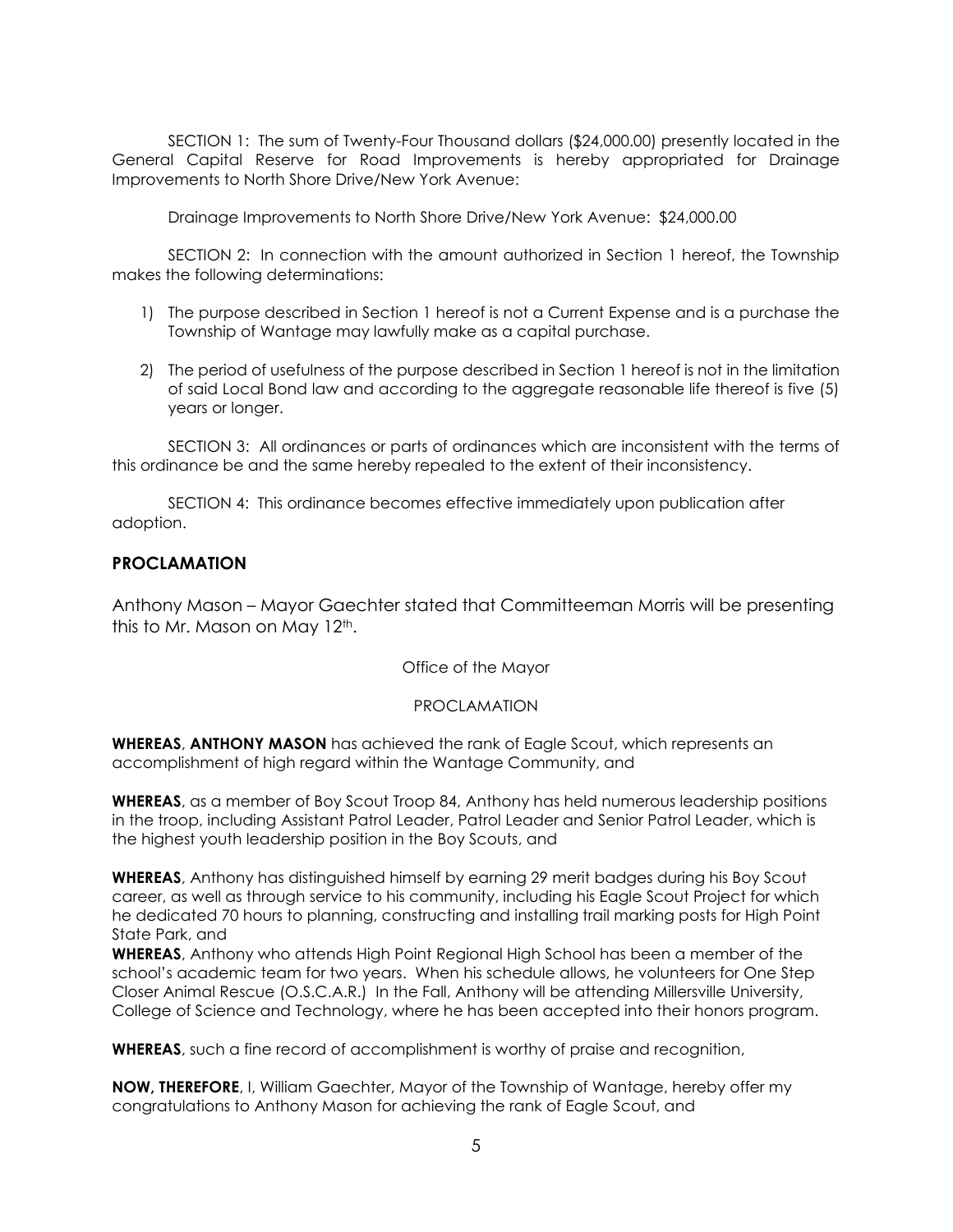SECTION 1: The sum of Twenty-Four Thousand dollars ($24,000.00) presently located in the General Capital Reserve for Road Improvements is hereby appropriated for Drainage Improvements to North Shore Drive/New York Avenue:

Drainage Improvements to North Shore Drive/New York Avenue: $24,000.00

SECTION 2: In connection with the amount authorized in Section 1 hereof, the Township makes the following determinations:

1) The purpose described in Section 1 hereof is not a Current Expense and is a purchase the Township of Wantage may lawfully make as a capital purchase.

2) The period of usefulness of the purpose described in Section 1 hereof is not in the limitation of said Local Bond law and according to the aggregate reasonable life thereof is five (5) years or longer.

SECTION 3: All ordinances or parts of ordinances which are inconsistent with the terms of this ordinance be and the same hereby repealed to the extent of their inconsistency.

SECTION 4: This ordinance becomes effective immediately upon publication after adoption.

## PROCLAMATION

Anthony Mason – Mayor Gaechter stated that Committeeman Morris will be presenting this to Mr. Mason on May 12th.

Office of the Mayor

PROCLAMATION

**WHEREAS**, **ANTHONY MASON** has achieved the rank of Eagle Scout, which represents an accomplishment of high regard within the Wantage Community, and

**WHEREAS**, as a member of Boy Scout Troop 84, Anthony has held numerous leadership positions in the troop, including Assistant Patrol Leader, Patrol Leader and Senior Patrol Leader, which is the highest youth leadership position in the Boy Scouts, and

**WHEREAS**, Anthony has distinguished himself by earning 29 merit badges during his Boy Scout career, as well as through service to his community, including his Eagle Scout Project for which he dedicated 70 hours to planning, constructing and installing trail marking posts for High Point State Park, and

**WHEREAS**, Anthony who attends High Point Regional High School has been a member of the school's academic team for two years. When his schedule allows, he volunteers for One Step Closer Animal Rescue (O.S.C.A.R.) In the Fall, Anthony will be attending Millersville University, College of Science and Technology, where he has been accepted into their honors program.

**WHEREAS**, such a fine record of accomplishment is worthy of praise and recognition,

**NOW, THEREFORE**, I, William Gaechter, Mayor of the Township of Wantage, hereby offer my congratulations to Anthony Mason for achieving the rank of Eagle Scout, and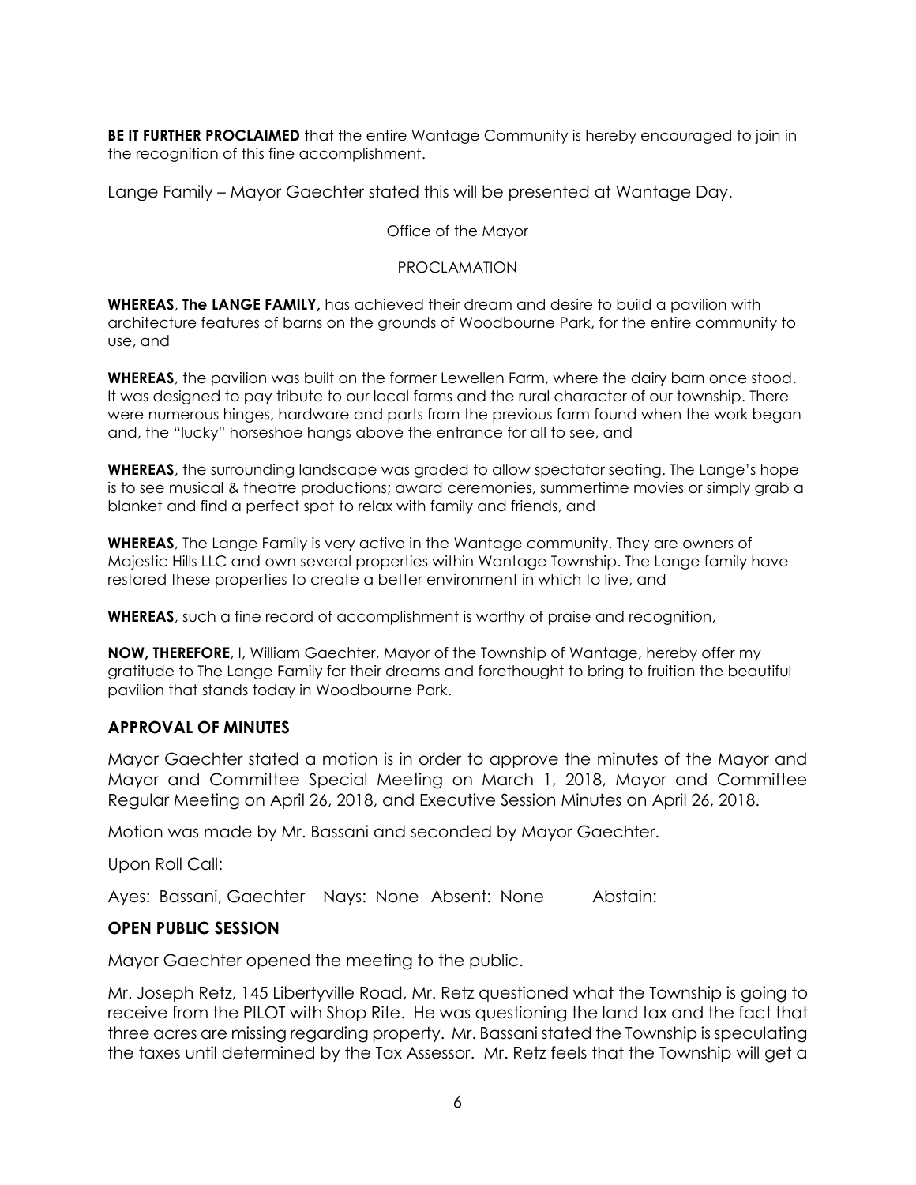**BE IT FURTHER PROCLAIMED** that the entire Wantage Community is hereby encouraged to join in the recognition of this fine accomplishment.

Lange Family – Mayor Gaechter stated this will be presented at Wantage Day.

Office of the Mayor

PROCLAMATION

**WHEREAS**, **The LANGE FAMILY,** has achieved their dream and desire to build a pavilion with architecture features of barns on the grounds of Woodbourne Park, for the entire community to use, and

**WHEREAS**, the pavilion was built on the former Lewellen Farm, where the dairy barn once stood. It was designed to pay tribute to our local farms and the rural character of our township. There were numerous hinges, hardware and parts from the previous farm found when the work began and, the "lucky" horseshoe hangs above the entrance for all to see, and

**WHEREAS**, the surrounding landscape was graded to allow spectator seating. The Lange's hope is to see musical & theatre productions; award ceremonies, summertime movies or simply grab a blanket and find a perfect spot to relax with family and friends, and

**WHEREAS**, The Lange Family is very active in the Wantage community. They are owners of Majestic Hills LLC and own several properties within Wantage Township. The Lange family have restored these properties to create a better environment in which to live, and

**WHEREAS**, such a fine record of accomplishment is worthy of praise and recognition,

**NOW, THEREFORE**, I, William Gaechter, Mayor of the Township of Wantage, hereby offer my gratitude to The Lange Family for their dreams and forethought to bring to fruition the beautiful pavilion that stands today in Woodbourne Park.

## APPROVAL OF MINUTES

Mayor Gaechter stated a motion is in order to approve the minutes of the Mayor and Mayor and Committee Special Meeting on March 1, 2018, Mayor and Committee Regular Meeting on April 26, 2018, and Executive Session Minutes on April 26, 2018.

Motion was made by Mr. Bassani and seconded by Mayor Gaechter.

Upon Roll Call:

Ayes: Bassani, Gaechter Nays: None Absent: None Abstain:

## OPEN PUBLIC SESSION

Mayor Gaechter opened the meeting to the public.

Mr. Joseph Retz, 145 Libertyville Road, Mr. Retz questioned what the Township is going to receive from the PILOT with Shop Rite. He was questioning the land tax and the fact that three acres are missing regarding property. Mr. Bassani stated the Township is speculating the taxes until determined by the Tax Assessor. Mr. Retz feels that the Township will get a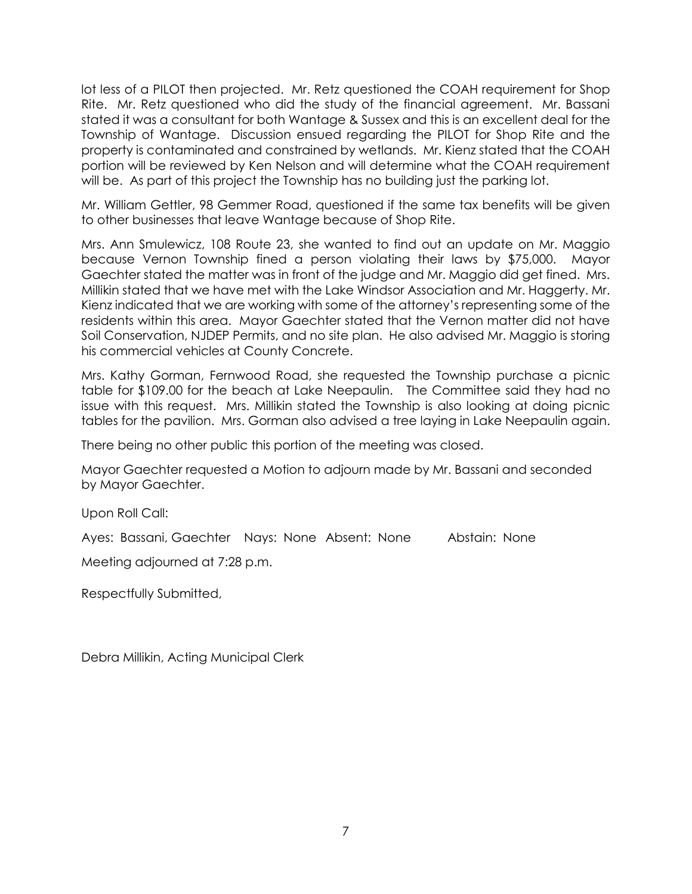lot less of a PILOT then projected. Mr. Retz questioned the COAH requirement for Shop Rite. Mr. Retz questioned who did the study of the financial agreement. Mr. Bassani stated it was a consultant for both Wantage & Sussex and this is an excellent deal for the Township of Wantage. Discussion ensued regarding the PILOT for Shop Rite and the property is contaminated and constrained by wetlands. Mr. Kienz stated that the COAH portion will be reviewed by Ken Nelson and will determine what the COAH requirement will be. As part of this project the Township has no building just the parking lot.

Mr. William Gettler, 98 Gemmer Road, questioned if the same tax benefits will be given to other businesses that leave Wantage because of Shop Rite.

Mrs. Ann Smulewicz, 108 Route 23, she wanted to find out an update on Mr. Maggio because Vernon Township fined a person violating their laws by $75,000. Mayor Gaechter stated the matter was in front of the judge and Mr. Maggio did get fined. Mrs. Millikin stated that we have met with the Lake Windsor Association and Mr. Haggerty. Mr. Kienz indicated that we are working with some of the attorney's representing some of the residents within this area. Mayor Gaechter stated that the Vernon matter did not have Soil Conservation, NJDEP Permits, and no site plan. He also advised Mr. Maggio is storing his commercial vehicles at County Concrete.

Mrs. Kathy Gorman, Fernwood Road, she requested the Township purchase a picnic table for $109.00 for the beach at Lake Neepaulin. The Committee said they had no issue with this request. Mrs. Millikin stated the Township is also looking at doing picnic tables for the pavilion. Mrs. Gorman also advised a tree laying in Lake Neepaulin again.

There being no other public this portion of the meeting was closed.

Mayor Gaechter requested a Motion to adjourn made by Mr. Bassani and seconded by Mayor Gaechter.

Upon Roll Call:

Ayes: Bassani, Gaechter Nays: None Absent: None Abstain: None

Meeting adjourned at 7:28 p.m.

Respectfully Submitted,

Debra Millikin, Acting Municipal Clerk